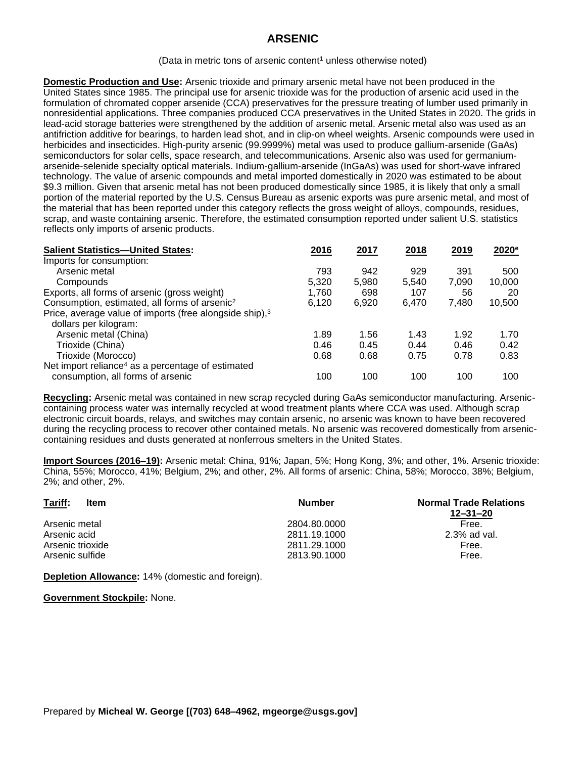# ARSENIC

(Data in metric tons of arsenic content[1] unless otherwise noted)

**Domestic Production and Use:** Arsenic trioxide and primary arsenic metal have not been produced in the United States since 1985. The principal use for arsenic trioxide was for the production of arsenic acid used in the formulation of chromated copper arsenide (CCA) preservatives for the pressure treating of lumber used primarily in nonresidential applications. Three companies produced CCA preservatives in the United States in 2020. The grids in lead-acid storage batteries were strengthened by the addition of arsenic metal. Arsenic metal also was used as an antifriction additive for bearings, to harden lead shot, and in clip-on wheel weights. Arsenic compounds were used in herbicides and insecticides. High-purity arsenic (99.9999%) metal was used to produce gallium-arsenide (GaAs) semiconductors for solar cells, space research, and telecommunications. Arsenic also was used for germanium-arsenide-selenide specialty optical materials. Indium-gallium-arsenide (InGaAs) was used for short-wave infrared technology. The value of arsenic compounds and metal imported domestically in 2020 was estimated to be about $9.3 million. Given that arsenic metal has not been produced domestically since 1985, it is likely that only a small portion of the material reported by the U.S. Census Bureau as arsenic exports was pure arsenic metal, and most of the material that has been reported under this category reflects the gross weight of alloys, compounds, residues, scrap, and waste containing arsenic. Therefore, the estimated consumption reported under salient U.S. statistics reflects only imports of arsenic products.

| **Salient Statistics—United States:** | 2016 | 2017 | 2018 | 2019 | 2020[e] |
|---|---|---|---|---|---|
| Imports for consumption: | | | | | |
| Arsenic metal | 793 | 942 | 929 | 391 | 500 |
| Compounds | 5,320 | 5,980 | 5,540 | 7,090 | 10,000 |
| Exports, all forms of arsenic (gross weight) | 1,760 | 698 | 107 | 56 | 20 |
| Consumption, estimated, all forms of arsenic[2] | 6,120 | 6,920 | 6,470 | 7,480 | 10,500 |
| Price, average value of imports (free alongside ship),[3] dollars per kilogram: | | | | | |
| Arsenic metal (China) | 1.89 | 1.56 | 1.43 | 1.92 | 1.70 |
| Trioxide (China) | 0.46 | 0.45 | 0.44 | 0.46 | 0.42 |
| Trioxide (Morocco) | 0.68 | 0.68 | 0.75 | 0.78 | 0.83 |
| Net import reliance[4] as a percentage of estimated consumption, all forms of arsenic | 100 | 100 | 100 | 100 | 100 |

**Recycling:** Arsenic metal was contained in new scrap recycled during GaAs semiconductor manufacturing. Arsenic-containing process water was internally recycled at wood treatment plants where CCA was used. Although scrap electronic circuit boards, relays, and switches may contain arsenic, no arsenic was known to have been recovered during the recycling process to recover other contained metals. No arsenic was recovered domestically from arsenic-containing residues and dusts generated at nonferrous smelters in the United States.

**Import Sources (2016–19):** Arsenic metal: China, 91%; Japan, 5%; Hong Kong, 3%; and other, 1%. Arsenic trioxide: China, 55%; Morocco, 41%; Belgium, 2%; and other, 2%. All forms of arsenic: China, 58%; Morocco, 38%; Belgium, 2%; and other, 2%.

| **Tariff:** Item | Number | Normal Trade Relations 12–31–20 |
|---|---|---|
| Arsenic metal | 2804.80.0000 | Free. |
| Arsenic acid | 2811.19.1000 | 2.3% ad val. |
| Arsenic trioxide | 2811.29.1000 | Free. |
| Arsenic sulfide | 2813.90.1000 | Free. |

**Depletion Allowance:** 14% (domestic and foreign).

**Government Stockpile:** None.

Prepared by **Micheal W. George [(703) 648–4962, mgeorge@usgs.gov]**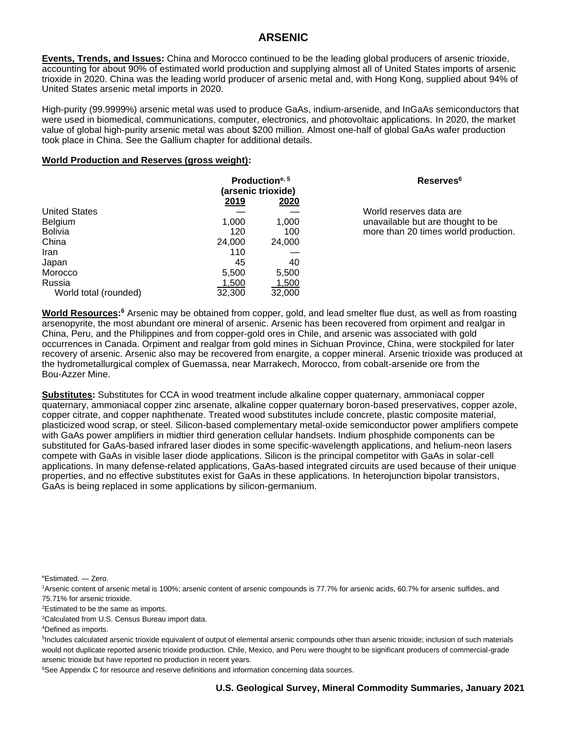# ARSENIC

**Events, Trends, and Issues:** China and Morocco continued to be the leading global producers of arsenic trioxide, accounting for about 90% of estimated world production and supplying almost all of United States imports of arsenic trioxide in 2020. China was the leading world producer of arsenic metal and, with Hong Kong, supplied about 94% of United States arsenic metal imports in 2020.

High-purity (99.9999%) arsenic metal was used to produce GaAs, indium-arsenide, and InGaAs semiconductors that were used in biomedical, communications, computer, electronics, and photovoltaic applications. In 2020, the market value of global high-purity arsenic metal was about $200 million. Almost one-half of global GaAs wafer production took place in China. See the Gallium chapter for additional details.

**World Production and Reserves (gross weight):**

| | Production[e, 5] (arsenic trioxide) | | Reserves[6] |
|---|---|---|---|
| | 2019 | 2020 | |
| United States | — | — | World reserves data are unavailable but are thought to be more than 20 times world production. |
| Belgium | 1,000 | 1,000 | |
| Bolivia | 120 | 100 | |
| China | 24,000 | 24,000 | |
| Iran | 110 | — | |
| Japan | 45 | 40 | |
| Morocco | 5,500 | 5,500 | |
| Russia | 1,500 | 1,500 | |
| World total (rounded) | 32,300 | 32,000 | |

**World Resources:**[6] Arsenic may be obtained from copper, gold, and lead smelter flue dust, as well as from roasting arsenopyrite, the most abundant ore mineral of arsenic. Arsenic has been recovered from orpiment and realgar in China, Peru, and the Philippines and from copper-gold ores in Chile, and arsenic was associated with gold occurrences in Canada. Orpiment and realgar from gold mines in Sichuan Province, China, were stockpiled for later recovery of arsenic. Arsenic also may be recovered from enargite, a copper mineral. Arsenic trioxide was produced at the hydrometallurgical complex of Guemassa, near Marrakech, Morocco, from cobalt-arsenide ore from the Bou-Azzer Mine.

**Substitutes:** Substitutes for CCA in wood treatment include alkaline copper quaternary, ammoniacal copper quaternary, ammoniacal copper zinc arsenate, alkaline copper quaternary boron-based preservatives, copper azole, copper citrate, and copper naphthenate. Treated wood substitutes include concrete, plastic composite material, plasticized wood scrap, or steel. Silicon-based complementary metal-oxide semiconductor power amplifiers compete with GaAs power amplifiers in midtier third generation cellular handsets. Indium phosphide components can be substituted for GaAs-based infrared laser diodes in some specific-wavelength applications, and helium-neon lasers compete with GaAs in visible laser diode applications. Silicon is the principal competitor with GaAs in solar-cell applications. In many defense-related applications, GaAs-based integrated circuits are used because of their unique properties, and no effective substitutes exist for GaAs in these applications. In heterojunction bipolar transistors, GaAs is being replaced in some applications by silicon-germanium.

[e]Estimated. — Zero.

[1]Arsenic content of arsenic metal is 100%; arsenic content of arsenic compounds is 77.7% for arsenic acids, 60.7% for arsenic sulfides, and 75.71% for arsenic trioxide.

[2]Estimated to be the same as imports.

[3]Calculated from U.S. Census Bureau import data.

[4]Defined as imports.

[5]Includes calculated arsenic trioxide equivalent of output of elemental arsenic compounds other than arsenic trioxide; inclusion of such materials would not duplicate reported arsenic trioxide production. Chile, Mexico, and Peru were thought to be significant producers of commercial-grade arsenic trioxide but have reported no production in recent years.

[6]See Appendix C for resource and reserve definitions and information concerning data sources.